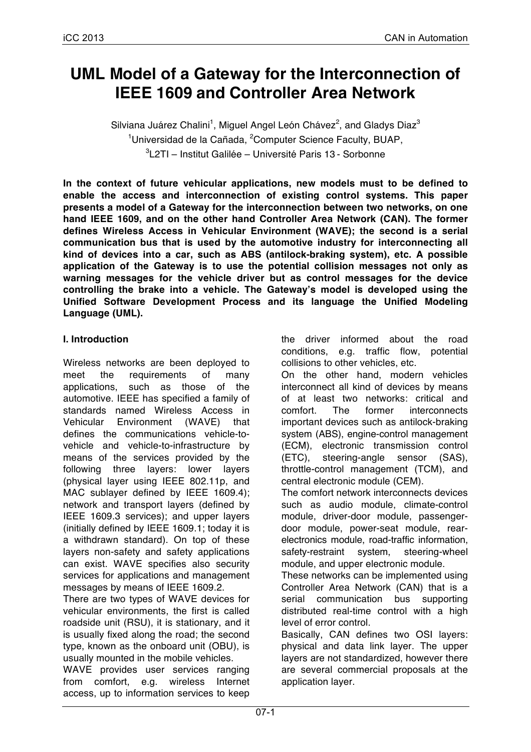# UML Model of a Gateway for the Interconnection of IEEE 1609 and Controller Area Network

Silviana Juárez Chalini[1], Miguel Angel León Chávez[2], and Gladys Diaz[3]

[1]Universidad de la Cañada, [2]Computer Science Faculty, BUAP,

[3]L2TI – Institut Galilée – Université Paris 13 - Sorbonne

**In the context of future vehicular applications, new models must to be defined to enable the access and interconnection of existing control systems. This paper presents a model of a Gateway for the interconnection between two networks, on one hand IEEE 1609, and on the other hand Controller Area Network (CAN). The former defines Wireless Access in Vehicular Environment (WAVE); the second is a serial communication bus that is used by the automotive industry for interconnecting all kind of devices into a car, such as ABS (antilock-braking system), etc. A possible application of the Gateway is to use the potential collision messages not only as warning messages for the vehicle driver but as control messages for the device controlling the brake into a vehicle. The Gateway's model is developed using the Unified Software Development Process and its language the Unified Modeling Language (UML).**

## I. Introduction

Wireless networks are been deployed to meet the requirements of many applications, such as those of the automotive. IEEE has specified a family of standards named Wireless Access in Vehicular Environment (WAVE) that defines the communications vehicle-to-vehicle and vehicle-to-infrastructure by means of the services provided by the following three layers: lower layers (physical layer using IEEE 802.11p, and MAC sublayer defined by IEEE 1609.4); network and transport layers (defined by IEEE 1609.3 services); and upper layers (initially defined by IEEE 1609.1; today it is a withdrawn standard). On top of these layers non-safety and safety applications can exist. WAVE specifies also security services for applications and management messages by means of IEEE 1609.2.

There are two types of WAVE devices for vehicular environments, the first is called roadside unit (RSU), it is stationary, and it is usually fixed along the road; the second type, known as the onboard unit (OBU), is usually mounted in the mobile vehicles.

WAVE provides user services ranging from comfort, e.g. wireless Internet access, up to information services to keep the driver informed about the road conditions, e.g. traffic flow, potential collisions to other vehicles, etc.

On the other hand, modern vehicles interconnect all kind of devices by means of at least two networks: critical and comfort. The former interconnects important devices such as antilock-braking system (ABS), engine-control management (ECM), electronic transmission control (ETC), steering-angle sensor (SAS), throttle-control management (TCM), and central electronic module (CEM).

The comfort network interconnects devices such as audio module, climate-control module, driver-door module, passenger-door module, power-seat module, rear-electronics module, road-traffic information, safety-restraint system, steering-wheel module, and upper electronic module.

These networks can be implemented using Controller Area Network (CAN) that is a serial communication bus supporting distributed real-time control with a high level of error control.

Basically, CAN defines two OSI layers: physical and data link layer. The upper layers are not standardized, however there are several commercial proposals at the application layer.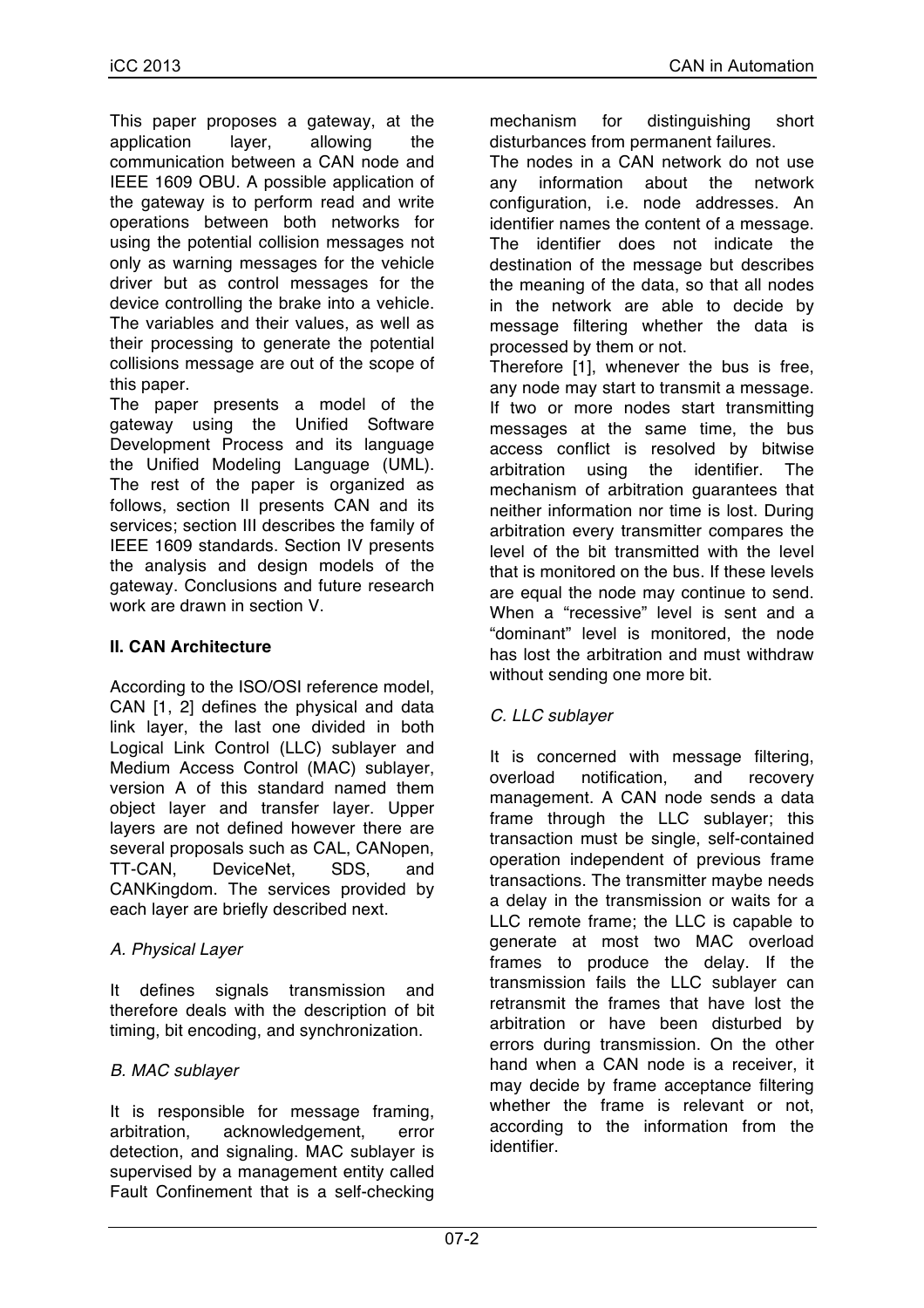This paper proposes a gateway, at the application layer, allowing the communication between a CAN node and IEEE 1609 OBU. A possible application of the gateway is to perform read and write operations between both networks for using the potential collision messages not only as warning messages for the vehicle driver but as control messages for the device controlling the brake into a vehicle. The variables and their values, as well as their processing to generate the potential collisions message are out of the scope of this paper.

The paper presents a model of the gateway using the Unified Software Development Process and its language the Unified Modeling Language (UML). The rest of the paper is organized as follows, section II presents CAN and its services; section III describes the family of IEEE 1609 standards. Section IV presents the analysis and design models of the gateway. Conclusions and future research work are drawn in section V.

## II. CAN Architecture

According to the ISO/OSI reference model, CAN [1, 2] defines the physical and data link layer, the last one divided in both Logical Link Control (LLC) sublayer and Medium Access Control (MAC) sublayer, version A of this standard named them object layer and transfer layer. Upper layers are not defined however there are several proposals such as CAL, CANopen, TT-CAN, DeviceNet, SDS, and CANKingdom. The services provided by each layer are briefly described next.

### *A. Physical Layer*

It defines signals transmission and therefore deals with the description of bit timing, bit encoding, and synchronization.

### *B. MAC sublayer*

It is responsible for message framing, arbitration, acknowledgement, error detection, and signaling. MAC sublayer is supervised by a management entity called Fault Confinement that is a self-checking mechanism for distinguishing short disturbances from permanent failures.

The nodes in a CAN network do not use any information about the network configuration, i.e. node addresses. An identifier names the content of a message. The identifier does not indicate the destination of the message but describes the meaning of the data, so that all nodes in the network are able to decide by message filtering whether the data is processed by them or not.

Therefore [1], whenever the bus is free, any node may start to transmit a message. If two or more nodes start transmitting messages at the same time, the bus access conflict is resolved by bitwise arbitration using the identifier. The mechanism of arbitration guarantees that neither information nor time is lost. During arbitration every transmitter compares the level of the bit transmitted with the level that is monitored on the bus. If these levels are equal the node may continue to send. When a "recessive" level is sent and a "dominant" level is monitored, the node has lost the arbitration and must withdraw without sending one more bit.

### *C. LLC sublayer*

It is concerned with message filtering, overload notification, and recovery management. A CAN node sends a data frame through the LLC sublayer; this transaction must be single, self-contained operation independent of previous frame transactions. The transmitter maybe needs a delay in the transmission or waits for a LLC remote frame; the LLC is capable to generate at most two MAC overload frames to produce the delay. If the transmission fails the LLC sublayer can retransmit the frames that have lost the arbitration or have been disturbed by errors during transmission. On the other hand when a CAN node is a receiver, it may decide by frame acceptance filtering whether the frame is relevant or not, according to the information from the identifier.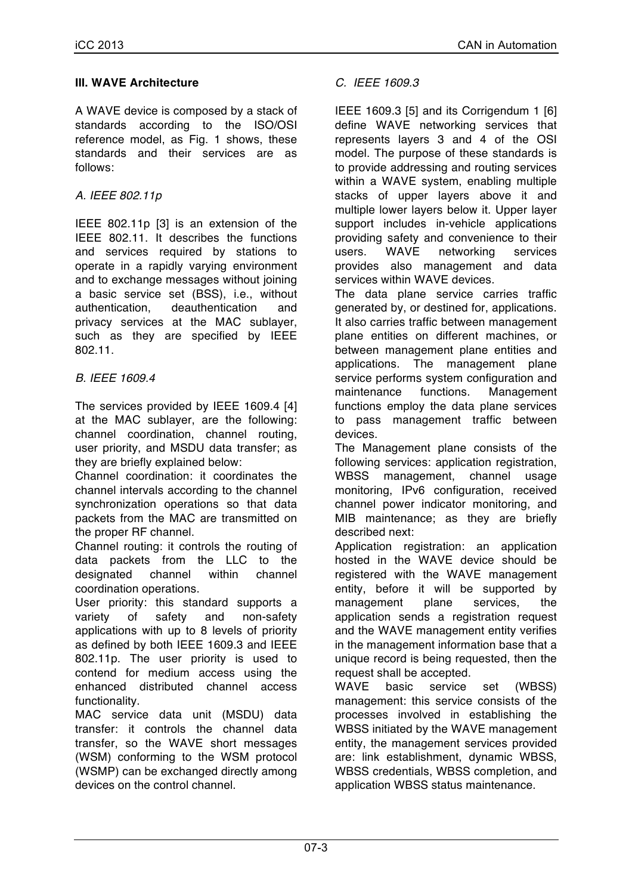## III. WAVE Architecture

A WAVE device is composed by a stack of standards according to the ISO/OSI reference model, as Fig. 1 shows, these standards and their services are as follows:

### *A. IEEE 802.11p*

IEEE 802.11p [3] is an extension of the IEEE 802.11. It describes the functions and services required by stations to operate in a rapidly varying environment and to exchange messages without joining a basic service set (BSS), i.e., without authentication, deauthentication and privacy services at the MAC sublayer, such as they are specified by IEEE 802.11.

### *B. IEEE 1609.4*

The services provided by IEEE 1609.4 [4] at the MAC sublayer, are the following: channel coordination, channel routing, user priority, and MSDU data transfer; as they are briefly explained below:

Channel coordination: it coordinates the channel intervals according to the channel synchronization operations so that data packets from the MAC are transmitted on the proper RF channel.

Channel routing: it controls the routing of data packets from the LLC to the designated channel within channel coordination operations.

User priority: this standard supports a variety of safety and non-safety applications with up to 8 levels of priority as defined by both IEEE 1609.3 and IEEE 802.11p. The user priority is used to contend for medium access using the enhanced distributed channel access functionality.

MAC service data unit (MSDU) data transfer: it controls the channel data transfer, so the WAVE short messages (WSM) conforming to the WSM protocol (WSMP) can be exchanged directly among devices on the control channel.

### *C. IEEE 1609.3*

IEEE 1609.3 [5] and its Corrigendum 1 [6] define WAVE networking services that represents layers 3 and 4 of the OSI model. The purpose of these standards is to provide addressing and routing services within a WAVE system, enabling multiple stacks of upper layers above it and multiple lower layers below it. Upper layer support includes in-vehicle applications providing safety and convenience to their users. WAVE networking services provides also management and data services within WAVE devices.

The data plane service carries traffic generated by, or destined for, applications. It also carries traffic between management plane entities on different machines, or between management plane entities and applications. The management plane service performs system configuration and maintenance functions. Management functions employ the data plane services to pass management traffic between devices.

The Management plane consists of the following services: application registration, WBSS management, channel usage monitoring, IPv6 configuration, received channel power indicator monitoring, and MIB maintenance; as they are briefly described next:

Application registration: an application hosted in the WAVE device should be registered with the WAVE management entity, before it will be supported by management plane services, the application sends a registration request and the WAVE management entity verifies in the management information base that a unique record is being requested, then the request shall be accepted.

WAVE basic service set (WBSS) management: this service consists of the processes involved in establishing the WBSS initiated by the WAVE management entity, the management services provided are: link establishment, dynamic WBSS, WBSS credentials, WBSS completion, and application WBSS status maintenance.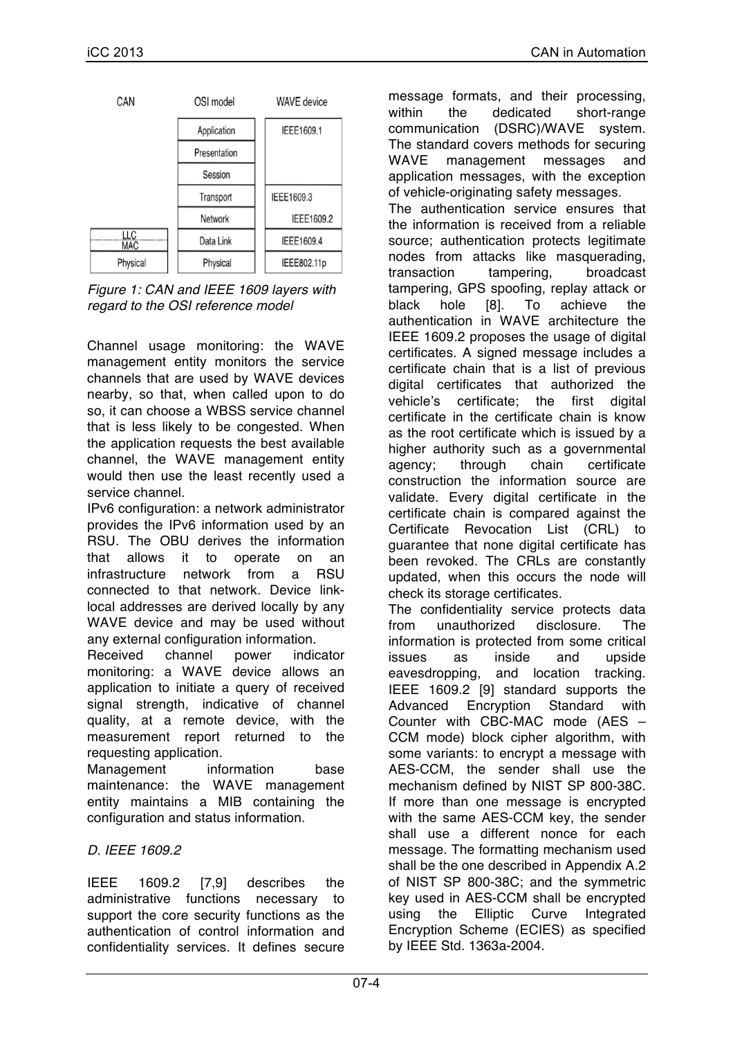| CAN | OSI model | WAVE device |
|---|---|---|
| | Application | IEEE1609.1 |
| | Presentation | |
| | Session | |
| | Transport | IEEE1609.3 |
| | Network | IEEE1609.2 |
| LLC / MAC | Data Link | IEEE1609.4 |
| Physical | Physical | IEEE802.11p |

*Figure 1: CAN and IEEE 1609 layers with regard to the OSI reference model*

Channel usage monitoring: the WAVE management entity monitors the service channels that are used by WAVE devices nearby, so that, when called upon to do so, it can choose a WBSS service channel that is less likely to be congested. When the application requests the best available channel, the WAVE management entity would then use the least recently used a service channel.

IPv6 configuration: a network administrator provides the IPv6 information used by an RSU. The OBU derives the information that allows it to operate on an infrastructure network from a RSU connected to that network. Device link-local addresses are derived locally by any WAVE device and may be used without any external configuration information.

Received channel power indicator monitoring: a WAVE device allows an application to initiate a query of received signal strength, indicative of channel quality, at a remote device, with the measurement report returned to the requesting application.

Management information base maintenance: the WAVE management entity maintains a MIB containing the configuration and status information.

### *D. IEEE 1609.2*

IEEE 1609.2 [7,9] describes the administrative functions necessary to support the core security functions as the authentication of control information and confidentiality services. It defines secure message formats, and their processing, within the dedicated short-range communication (DSRC)/WAVE system. The standard covers methods for securing WAVE management messages and application messages, with the exception of vehicle-originating safety messages.

The authentication service ensures that the information is received from a reliable source; authentication protects legitimate nodes from attacks like masquerading, transaction tampering, broadcast tampering, GPS spoofing, replay attack or black hole [8]. To achieve the authentication in WAVE architecture the IEEE 1609.2 proposes the usage of digital certificates. A signed message includes a certificate chain that is a list of previous digital certificates that authorized the vehicle's certificate; the first digital certificate in the certificate chain is know as the root certificate which is issued by a higher authority such as a governmental agency; through chain certificate construction the information source are validate. Every digital certificate in the certificate chain is compared against the Certificate Revocation List (CRL) to guarantee that none digital certificate has been revoked. The CRLs are constantly updated, when this occurs the node will check its storage certificates.

The confidentiality service protects data from unauthorized disclosure. The information is protected from some critical issues as inside and upside eavesdropping, and location tracking. IEEE 1609.2 [9] standard supports the Advanced Encryption Standard with Counter with CBC-MAC mode (AES – CCM mode) block cipher algorithm, with some variants: to encrypt a message with AES-CCM, the sender shall use the mechanism defined by NIST SP 800-38C. If more than one message is encrypted with the same AES-CCM key, the sender shall use a different nonce for each message. The formatting mechanism used shall be the one described in Appendix A.2 of NIST SP 800-38C; and the symmetric key used in AES-CCM shall be encrypted using the Elliptic Curve Integrated Encryption Scheme (ECIES) as specified by IEEE Std. 1363a-2004.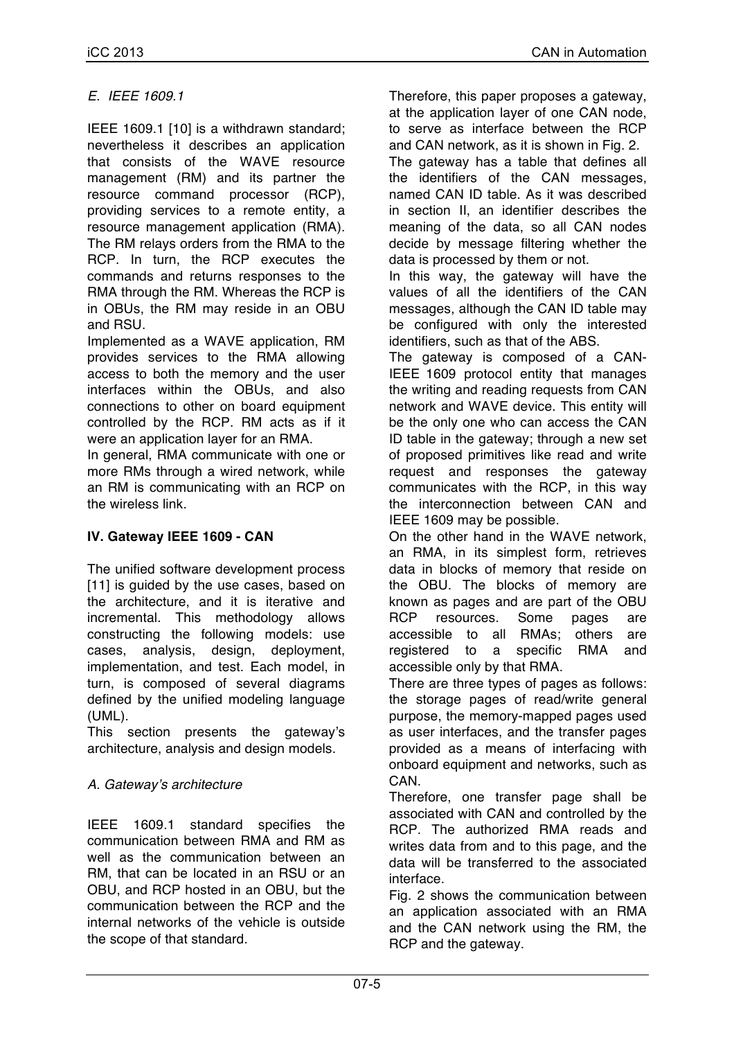*E. IEEE 1609.1*

IEEE 1609.1 [10] is a withdrawn standard; nevertheless it describes an application that consists of the WAVE resource management (RM) and its partner the resource command processor (RCP), providing services to a remote entity, a resource management application (RMA). The RM relays orders from the RMA to the RCP. In turn, the RCP executes the commands and returns responses to the RMA through the RM. Whereas the RCP is in OBUs, the RM may reside in an OBU and RSU.

Implemented as a WAVE application, RM provides services to the RMA allowing access to both the memory and the user interfaces within the OBUs, and also connections to other on board equipment controlled by the RCP. RM acts as if it were an application layer for an RMA.

In general, RMA communicate with one or more RMs through a wired network, while an RM is communicating with an RCP on the wireless link.

## IV. Gateway IEEE 1609 - CAN

The unified software development process [11] is guided by the use cases, based on the architecture, and it is iterative and incremental. This methodology allows constructing the following models: use cases, analysis, design, deployment, implementation, and test. Each model, in turn, is composed of several diagrams defined by the unified modeling language (UML).

This section presents the gateway's architecture, analysis and design models.

*A. Gateway's architecture*

IEEE 1609.1 standard specifies the communication between RMA and RM as well as the communication between an RM, that can be located in an RSU or an OBU, and RCP hosted in an OBU, but the communication between the RCP and the internal networks of the vehicle is outside the scope of that standard.

Therefore, this paper proposes a gateway, at the application layer of one CAN node, to serve as interface between the RCP and CAN network, as it is shown in Fig. 2.

The gateway has a table that defines all the identifiers of the CAN messages, named CAN ID table. As it was described in section II, an identifier describes the meaning of the data, so all CAN nodes decide by message filtering whether the data is processed by them or not.

In this way, the gateway will have the values of all the identifiers of the CAN messages, although the CAN ID table may be configured with only the interested identifiers, such as that of the ABS.

The gateway is composed of a CAN-IEEE 1609 protocol entity that manages the writing and reading requests from CAN network and WAVE device. This entity will be the only one who can access the CAN ID table in the gateway; through a new set of proposed primitives like read and write request and responses the gateway communicates with the RCP, in this way the interconnection between CAN and IEEE 1609 may be possible.

On the other hand in the WAVE network, an RMA, in its simplest form, retrieves data in blocks of memory that reside on the OBU. The blocks of memory are known as pages and are part of the OBU RCP resources. Some pages are accessible to all RMAs; others are registered to a specific RMA and accessible only by that RMA.

There are three types of pages as follows: the storage pages of read/write general purpose, the memory-mapped pages used as user interfaces, and the transfer pages provided as a means of interfacing with onboard equipment and networks, such as CAN.

Therefore, one transfer page shall be associated with CAN and controlled by the RCP. The authorized RMA reads and writes data from and to this page, and the data will be transferred to the associated interface.

Fig. 2 shows the communication between an application associated with an RMA and the CAN network using the RM, the RCP and the gateway.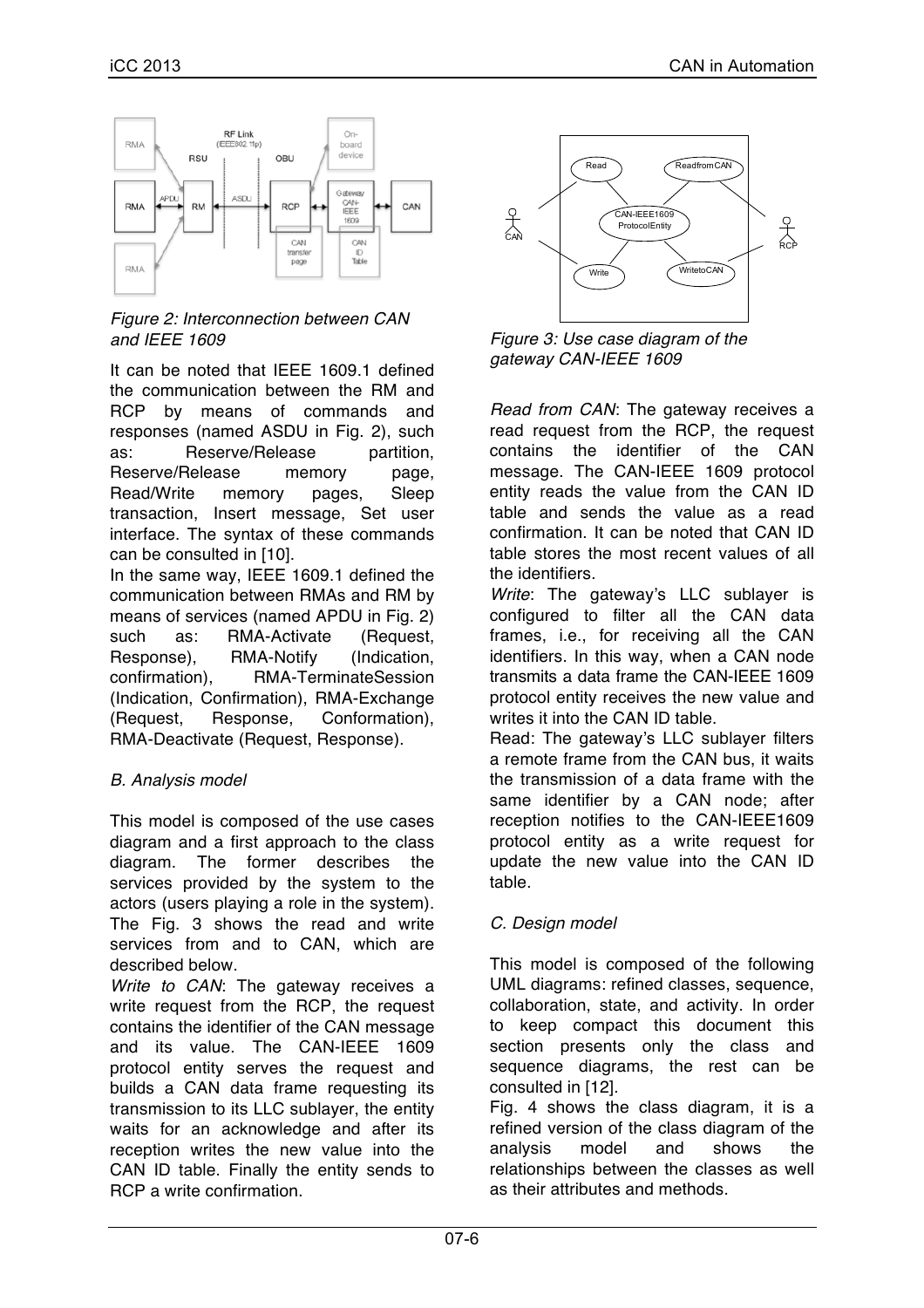*Figure 2: Interconnection between CAN and IEEE 1609*

It can be noted that IEEE 1609.1 defined the communication between the RM and RCP by means of commands and responses (named ASDU in Fig. 2), such as: Reserve/Release partition, Reserve/Release memory page, Read/Write memory pages, Sleep transaction, Insert message, Set user interface. The syntax of these commands can be consulted in [10].

In the same way, IEEE 1609.1 defined the communication between RMAs and RM by means of services (named APDU in Fig. 2) such as: RMA-Activate (Request, Response), RMA-Notify (Indication, confirmation), RMA-TerminateSession (Indication, Confirmation), RMA-Exchange (Request, Response, Conformation), RMA-Deactivate (Request, Response).

### *B. Analysis model*

This model is composed of the use cases diagram and a first approach to the class diagram. The former describes the services provided by the system to the actors (users playing a role in the system). The Fig. 3 shows the read and write services from and to CAN, which are described below.

*Write to CAN*: The gateway receives a write request from the RCP, the request contains the identifier of the CAN message and its value. The CAN-IEEE 1609 protocol entity serves the request and builds a CAN data frame requesting its transmission to its LLC sublayer, the entity waits for an acknowledge and after its reception writes the new value into the CAN ID table. Finally the entity sends to RCP a write confirmation.

*Figure 3: Use case diagram of the gateway CAN-IEEE 1609*

*Read from CAN*: The gateway receives a read request from the RCP, the request contains the identifier of the CAN message. The CAN-IEEE 1609 protocol entity reads the value from the CAN ID table and sends the value as a read confirmation. It can be noted that CAN ID table stores the most recent values of all the identifiers.

*Write*: The gateway's LLC sublayer is configured to filter all the CAN data frames, i.e., for receiving all the CAN identifiers. In this way, when a CAN node transmits a data frame the CAN-IEEE 1609 protocol entity receives the new value and writes it into the CAN ID table.

Read: The gateway's LLC sublayer filters a remote frame from the CAN bus, it waits the transmission of a data frame with the same identifier by a CAN node; after reception notifies to the CAN-IEEE1609 protocol entity as a write request for update the new value into the CAN ID table.

### *C. Design model*

This model is composed of the following UML diagrams: refined classes, sequence, collaboration, state, and activity. In order to keep compact this document this section presents only the class and sequence diagrams, the rest can be consulted in [12].

Fig. 4 shows the class diagram, it is a refined version of the class diagram of the analysis model and shows the relationships between the classes as well as their attributes and methods.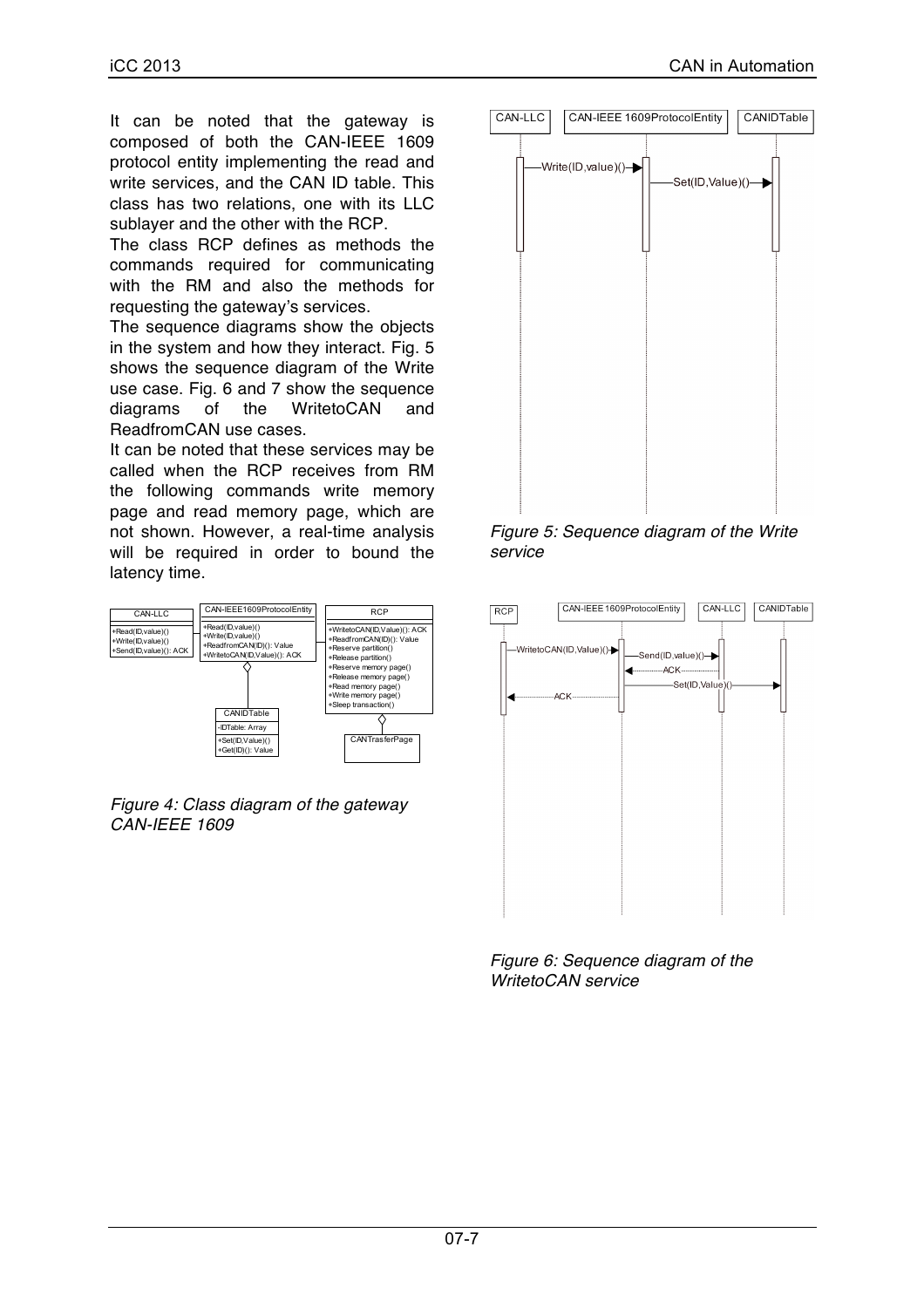It can be noted that the gateway is composed of both the CAN-IEEE 1609 protocol entity implementing the read and write services, and the CAN ID table. This class has two relations, one with its LLC sublayer and the other with the RCP.

The class RCP defines as methods the commands required for communicating with the RM and also the methods for requesting the gateway's services.

The sequence diagrams show the objects in the system and how they interact. Fig. 5 shows the sequence diagram of the Write use case. Fig. 6 and 7 show the sequence diagrams of the WritetoCAN and ReadfromCAN use cases.

It can be noted that these services may be called when the RCP receives from RM the following commands write memory page and read memory page, which are not shown. However, a real-time analysis will be required in order to bound the latency time.

*Figure 4: Class diagram of the gateway CAN-IEEE 1609*

*Figure 5: Sequence diagram of the Write service*

*Figure 6: Sequence diagram of the WritetoCAN service*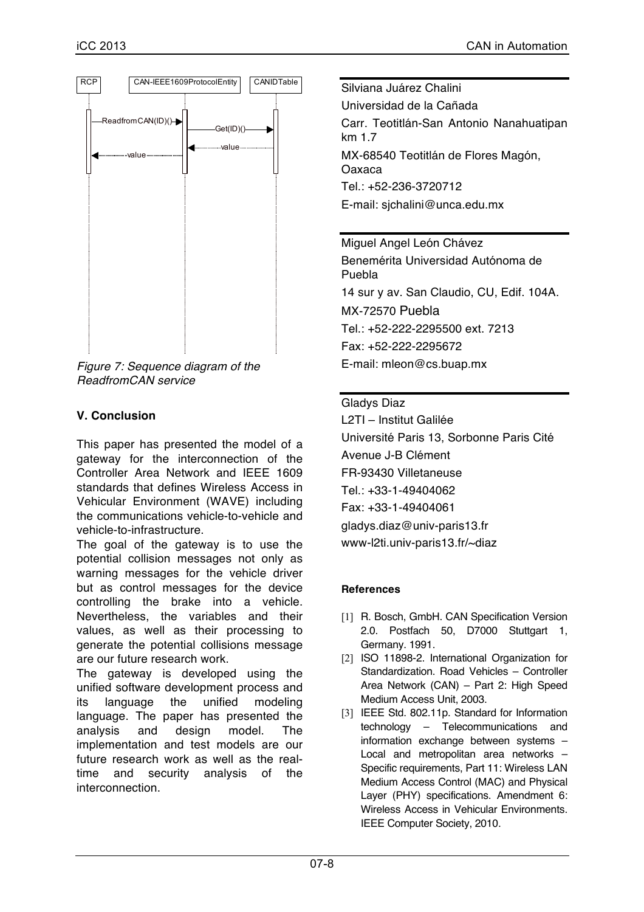Figure 7: Sequence diagram of the ReadfromCAN service

**V. Conclusion**

This paper has presented the model of a gateway for the interconnection of the Controller Area Network and IEEE 1609 standards that defines Wireless Access in Vehicular Environment (WAVE) including the communications vehicle-to-vehicle and vehicle-to-infrastructure.

The goal of the gateway is to use the potential collision messages not only as warning messages for the vehicle driver but as control messages for the device controlling the brake into a vehicle. Nevertheless, the variables and their values, as well as their processing to generate the potential collisions message are our future research work.

The gateway is developed using the unified software development process and its language the unified modeling language. The paper has presented the analysis and design model. The implementation and test models are our future research work as well as the real-time and security analysis of the interconnection.

Silviana Juárez Chalini
Universidad de la Cañada
Carr. Teotitlán-San Antonio Nanahuatipan km 1.7
MX-68540 Teotitlán de Flores Magón, Oaxaca
Tel.: +52-236-3720712
E-mail: sjchalini@unca.edu.mx

Miguel Angel León Chávez
Benemérita Universidad Autónoma de Puebla
14 sur y av. San Claudio, CU, Edif. 104A.
MX-72570 Puebla
Tel.: +52-222-2295500 ext. 7213
Fax: +52-222-2295672
E-mail: mleon@cs.buap.mx

Gladys Diaz
L2TI – Institut Galilée
Université Paris 13, Sorbonne Paris Cité
Avenue J-B Clément
FR-93430 Villetaneuse
Tel.: +33-1-49404062
Fax: +33-1-49404061
gladys.diaz@univ-paris13.fr
www-l2ti.univ-paris13.fr/~diaz

**References**

[1] R. Bosch, GmbH. CAN Specification Version 2.0. Postfach 50, D7000 Stuttgart 1, Germany. 1991.

[2] ISO 11898-2. International Organization for Standardization. Road Vehicles – Controller Area Network (CAN) – Part 2: High Speed Medium Access Unit, 2003.

[3] IEEE Std. 802.11p. Standard for Information technology – Telecommunications and information exchange between systems – Local and metropolitan area networks – Specific requirements, Part 11: Wireless LAN Medium Access Control (MAC) and Physical Layer (PHY) specifications. Amendment 6: Wireless Access in Vehicular Environments. IEEE Computer Society, 2010.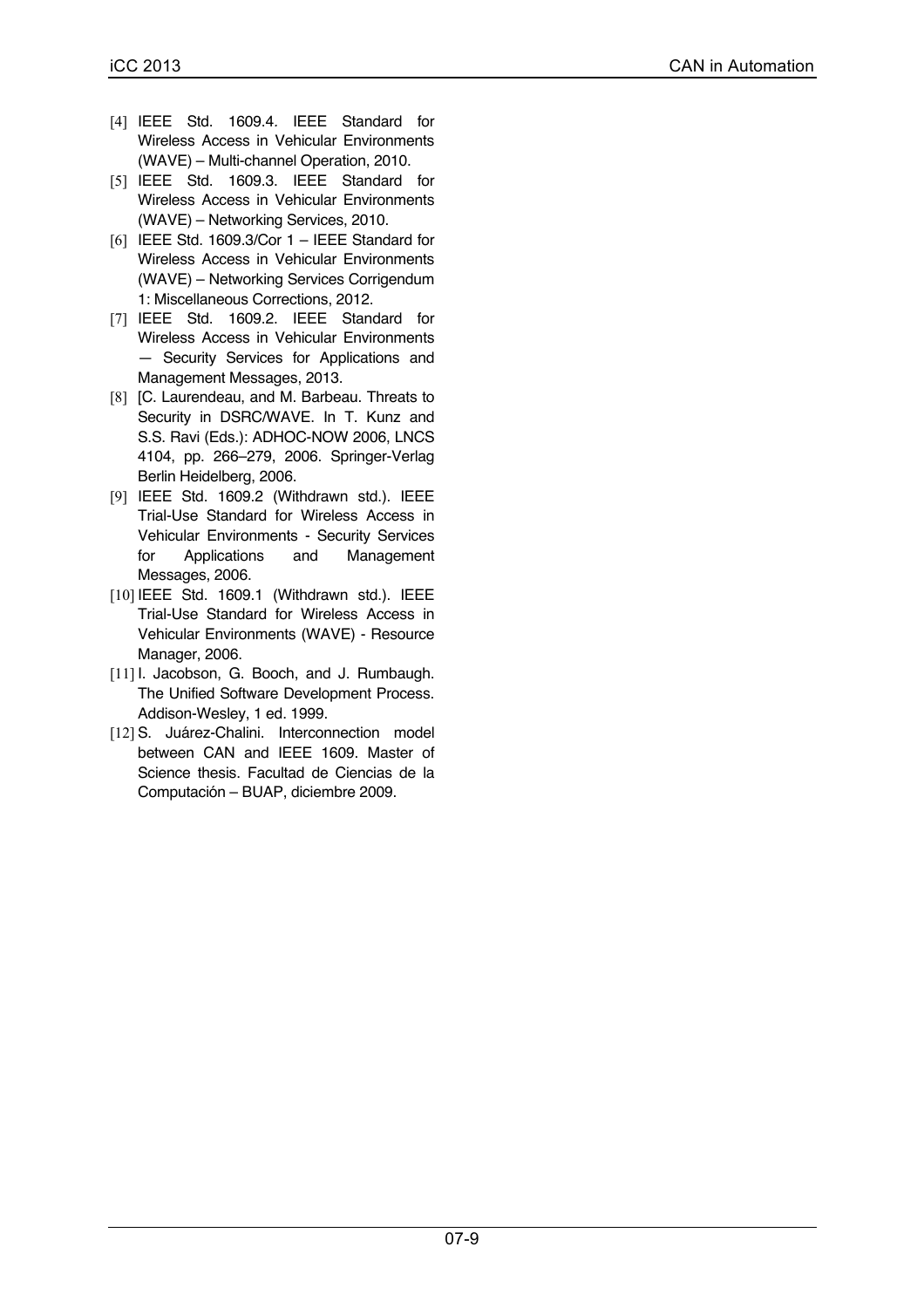[4] IEEE Std. 1609.4. IEEE Standard for Wireless Access in Vehicular Environments (WAVE) – Multi-channel Operation, 2010.

[5] IEEE Std. 1609.3. IEEE Standard for Wireless Access in Vehicular Environments (WAVE) – Networking Services, 2010.

[6] IEEE Std. 1609.3/Cor 1 – IEEE Standard for Wireless Access in Vehicular Environments (WAVE) – Networking Services Corrigendum 1: Miscellaneous Corrections, 2012.

[7] IEEE Std. 1609.2. IEEE Standard for Wireless Access in Vehicular Environments — Security Services for Applications and Management Messages, 2013.

[8] [C. Laurendeau, and M. Barbeau. Threats to Security in DSRC/WAVE. In T. Kunz and S.S. Ravi (Eds.): ADHOC-NOW 2006, LNCS 4104, pp. 266–279, 2006. Springer-Verlag Berlin Heidelberg, 2006.

[9] IEEE Std. 1609.2 (Withdrawn std.). IEEE Trial-Use Standard for Wireless Access in Vehicular Environments - Security Services for Applications and Management Messages, 2006.

[10] IEEE Std. 1609.1 (Withdrawn std.). IEEE Trial-Use Standard for Wireless Access in Vehicular Environments (WAVE) - Resource Manager, 2006.

[11] I. Jacobson, G. Booch, and J. Rumbaugh. The Unified Software Development Process. Addison-Wesley, 1 ed. 1999.

[12] S. Juárez-Chalini. Interconnection model between CAN and IEEE 1609. Master of Science thesis. Facultad de Ciencias de la Computación – BUAP, diciembre 2009.